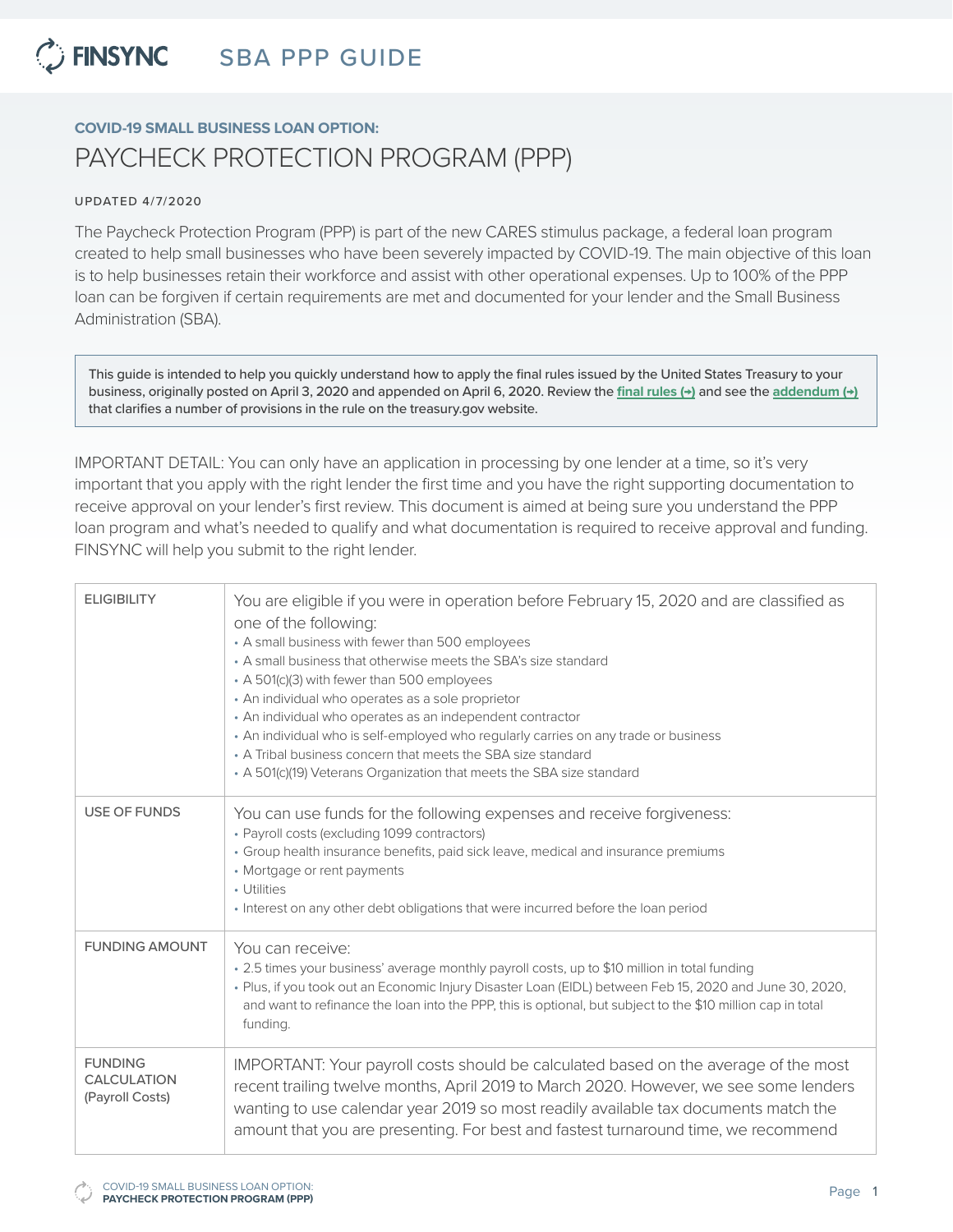# SBA PPP GUIDE

**COVID-19 SMALL BUSINESS LOAN OPTION:**

## PAYCHECK PROTECTION PROGRAM (PPP)

UPDATED 4/7/2020

The Paycheck Protection Program (PPP) is part of the new CARES stimulus package, a federal loan program created to help small businesses who have been severely impacted by COVID-19. The main objective of this loan is to help businesses retain their workforce and assist with other operational expenses. Up to 100% of the PPP loan can be forgiven if certain requirements are met and documented for your lender and the Small Business Administration (SBA).

> This guide is intended to help you quickly understand how to apply the final rules issued by the United States Treasury to your business, originally posted on April 3, 2020 and appended on April 6, 2020. Review the **final rules (→)** and see the **addendum (→)** that clarifies a number of provisions in the rule on the treasury.gov website.

IMPORTANT DETAIL: You can only have an application in processing by one lender at a time, so it's very important that you apply with the right lender the first time and you have the right supporting documentation to receive approval on your lender's first review. This document is aimed at being sure you understand the PPP loan program and what's needed to qualify and what documentation is required to receive approval and funding. FINSYNC will help you submit to the right lender.

| | |
|---|---|
| ELIGIBILITY | You are eligible if you were in operation before February 15, 2020 and are classified as one of the following:<br>• A small business with fewer than 500 employees<br>• A small business that otherwise meets the SBA's size standard<br>• A 501(c)(3) with fewer than 500 employees<br>• An individual who operates as a sole proprietor<br>• An individual who operates as an independent contractor<br>• An individual who is self-employed who regularly carries on any trade or business<br>• A Tribal business concern that meets the SBA size standard<br>• A 501(c)(19) Veterans Organization that meets the SBA size standard |
| USE OF FUNDS | You can use funds for the following expenses and receive forgiveness:<br>• Payroll costs (excluding 1099 contractors)<br>• Group health insurance benefits, paid sick leave, medical and insurance premiums<br>• Mortgage or rent payments<br>• Utilities<br>• Interest on any other debt obligations that were incurred before the loan period |
| FUNDING AMOUNT | You can receive:<br>• 2.5 times your business' average monthly payroll costs, up to $10 million in total funding<br>• Plus, if you took out an Economic Injury Disaster Loan (EIDL) between Feb 15, 2020 and June 30, 2020, and want to refinance the loan into the PPP, this is optional, but subject to the $10 million cap in total funding. |
| FUNDING CALCULATION (Payroll Costs) | IMPORTANT: Your payroll costs should be calculated based on the average of the most recent trailing twelve months, April 2019 to March 2020. However, we see some lenders wanting to use calendar year 2019 so most readily available tax documents match the amount that you are presenting. For best and fastest turnaround time, we recommend |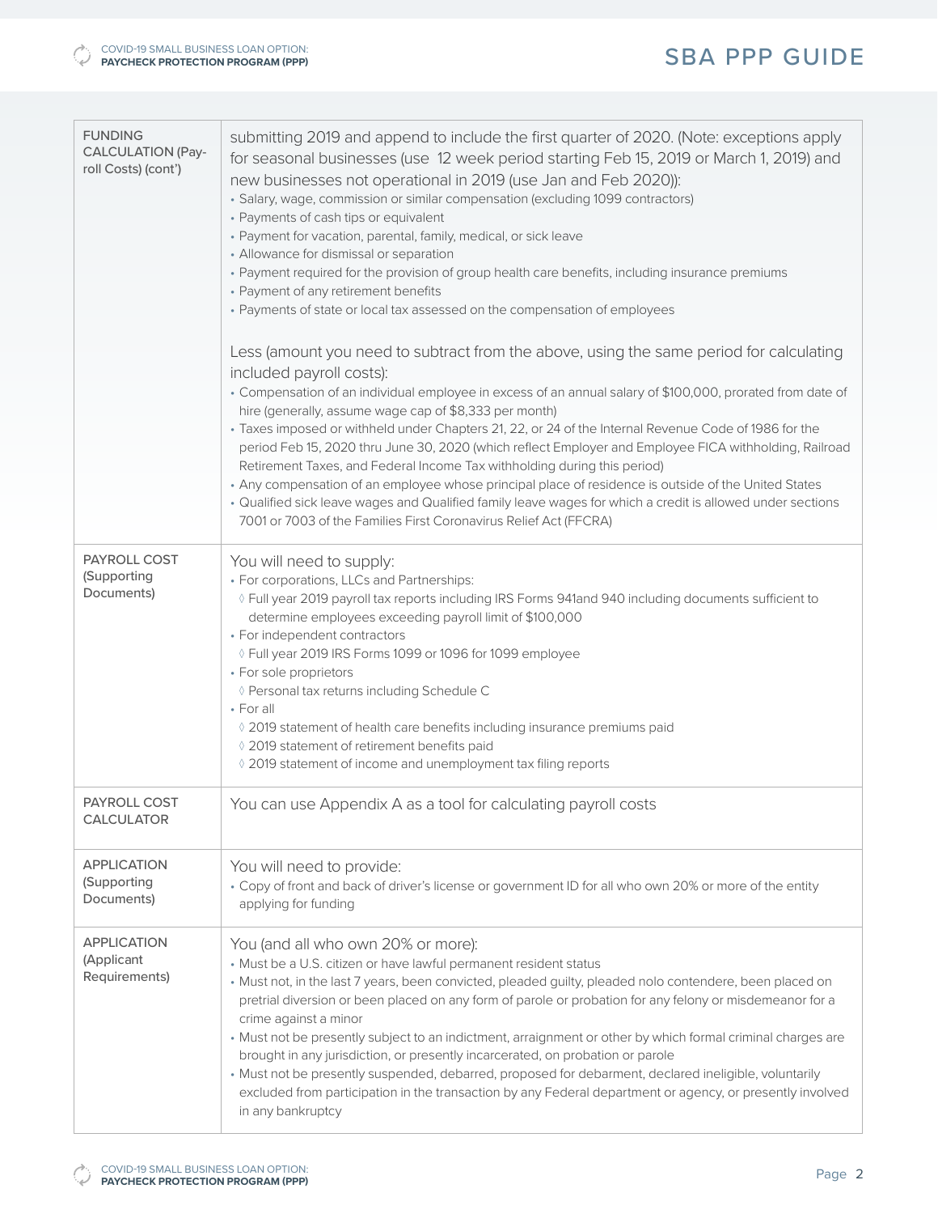| | |
|---|---|
| FUNDING CALCULATION (Payroll Costs) (cont') | submitting 2019 and append to include the first quarter of 2020. (Note: exceptions apply for seasonal businesses (use 12 week period starting Feb 15, 2019 or March 1, 2019) and new businesses not operational in 2019 (use Jan and Feb 2020)):<br>• Salary, wage, commission or similar compensation (excluding 1099 contractors)<br>• Payments of cash tips or equivalent<br>• Payment for vacation, parental, family, medical, or sick leave<br>• Allowance for dismissal or separation<br>• Payment required for the provision of group health care benefits, including insurance premiums<br>• Payment of any retirement benefits<br>• Payments of state or local tax assessed on the compensation of employees<br><br>Less (amount you need to subtract from the above, using the same period for calculating included payroll costs):<br>• Compensation of an individual employee in excess of an annual salary of $100,000, prorated from date of hire (generally, assume wage cap of $8,333 per month)<br>• Taxes imposed or withheld under Chapters 21, 22, or 24 of the Internal Revenue Code of 1986 for the period Feb 15, 2020 thru June 30, 2020 (which reflect Employer and Employee FICA withholding, Railroad Retirement Taxes, and Federal Income Tax withholding during this period)<br>• Any compensation of an employee whose principal place of residence is outside of the United States<br>• Qualified sick leave wages and Qualified family leave wages for which a credit is allowed under sections 7001 or 7003 of the Families First Coronavirus Relief Act (FFCRA) |
| PAYROLL COST (Supporting Documents) | You will need to supply:<br>• For corporations, LLCs and Partnerships:<br>◊ Full year 2019 payroll tax reports including IRS Forms 941and 940 including documents sufficient to determine employees exceeding payroll limit of $100,000<br>• For independent contractors<br>◊ Full year 2019 IRS Forms 1099 or 1096 for 1099 employee<br>• For sole proprietors<br>◊ Personal tax returns including Schedule C<br>• For all<br>◊ 2019 statement of health care benefits including insurance premiums paid<br>◊ 2019 statement of retirement benefits paid<br>◊ 2019 statement of income and unemployment tax filing reports |
| PAYROLL COST CALCULATOR | You can use Appendix A as a tool for calculating payroll costs |
| APPLICATION (Supporting Documents) | You will need to provide:<br>• Copy of front and back of driver's license or government ID for all who own 20% or more of the entity applying for funding |
| APPLICATION (Applicant Requirements) | You (and all who own 20% or more):<br>• Must be a U.S. citizen or have lawful permanent resident status<br>• Must not, in the last 7 years, been convicted, pleaded guilty, pleaded nolo contendere, been placed on pretrial diversion or been placed on any form of parole or probation for any felony or misdemeanor for a crime against a minor<br>• Must not be presently subject to an indictment, arraignment or other by which formal criminal charges are brought in any jurisdiction, or presently incarcerated, on probation or parole<br>• Must not be presently suspended, debarred, proposed for debarment, declared ineligible, voluntarily excluded from participation in the transaction by any Federal department or agency, or presently involved in any bankruptcy |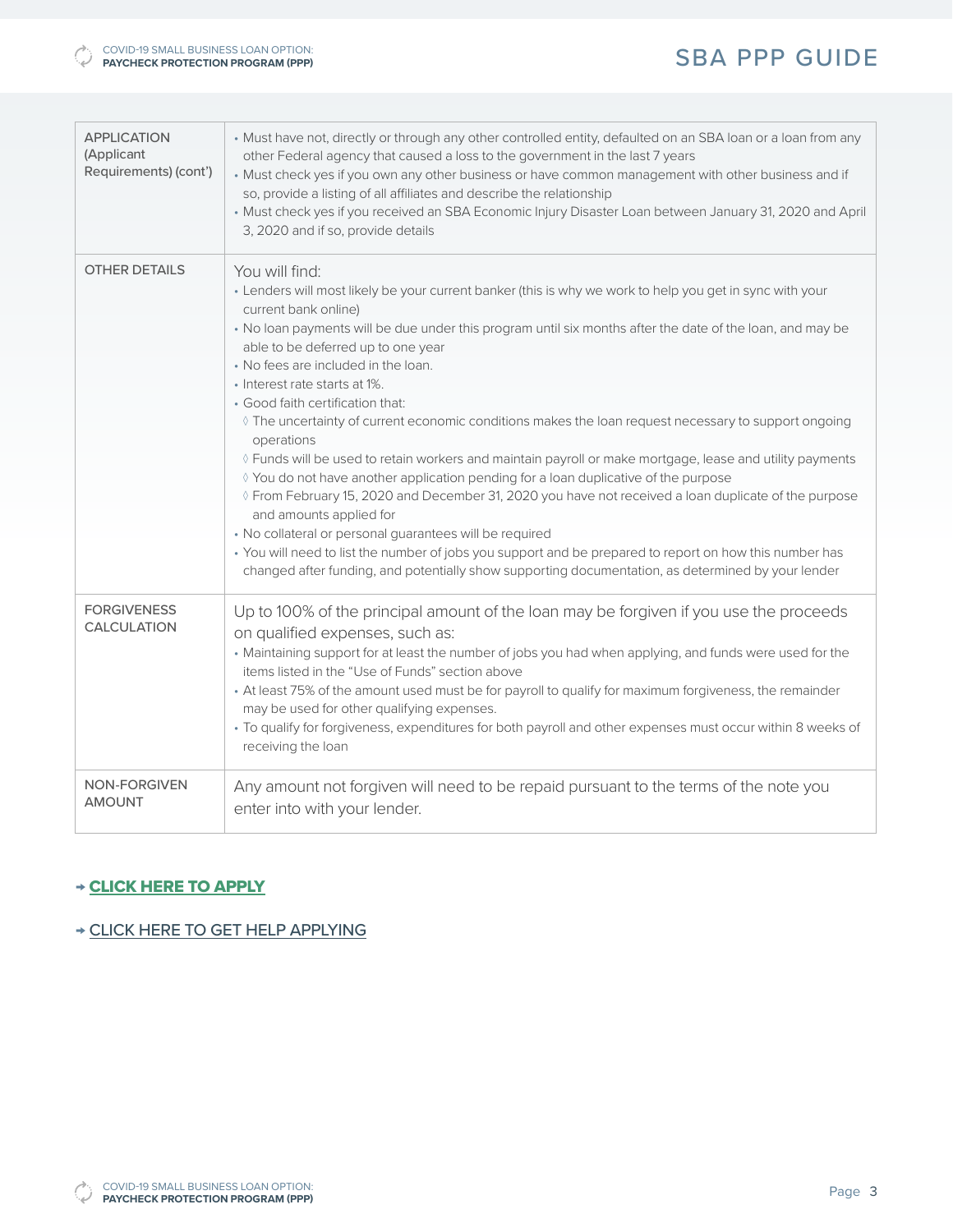| | |
|---|---|
| APPLICATION (Applicant Requirements) (cont') | • Must have not, directly or through any other controlled entity, defaulted on an SBA loan or a loan from any other Federal agency that caused a loss to the government in the last 7 years<br>• Must check yes if you own any other business or have common management with other business and if so, provide a listing of all affiliates and describe the relationship<br>• Must check yes if you received an SBA Economic Injury Disaster Loan between January 31, 2020 and April 3, 2020 and if so, provide details |
| OTHER DETAILS | You will find:<br>• Lenders will most likely be your current banker (this is why we work to help you get in sync with your current bank online)<br>• No loan payments will be due under this program until six months after the date of the loan, and may be able to be deferred up to one year<br>• No fees are included in the loan.<br>• Interest rate starts at 1%.<br>• Good faith certification that:<br>◊ The uncertainty of current economic conditions makes the loan request necessary to support ongoing operations<br>◊ Funds will be used to retain workers and maintain payroll or make mortgage, lease and utility payments<br>◊ You do not have another application pending for a loan duplicative of the purpose<br>◊ From February 15, 2020 and December 31, 2020 you have not received a loan duplicate of the purpose and amounts applied for<br>• No collateral or personal guarantees will be required<br>• You will need to list the number of jobs you support and be prepared to report on how this number has changed after funding, and potentially show supporting documentation, as determined by your lender |
| FORGIVENESS CALCULATION | Up to 100% of the principal amount of the loan may be forgiven if you use the proceeds on qualified expenses, such as:<br>• Maintaining support for at least the number of jobs you had when applying, and funds were used for the items listed in the "Use of Funds" section above<br>• At least 75% of the amount used must be for payroll to qualify for maximum forgiveness, the remainder may be used for other qualifying expenses.<br>• To qualify for forgiveness, expenditures for both payroll and other expenses must occur within 8 weeks of receiving the loan |
| NON-FORGIVEN AMOUNT | Any amount not forgiven will need to be repaid pursuant to the terms of the note you enter into with your lender. |

→ **CLICK HERE TO APPLY**

→ CLICK HERE TO GET HELP APPLYING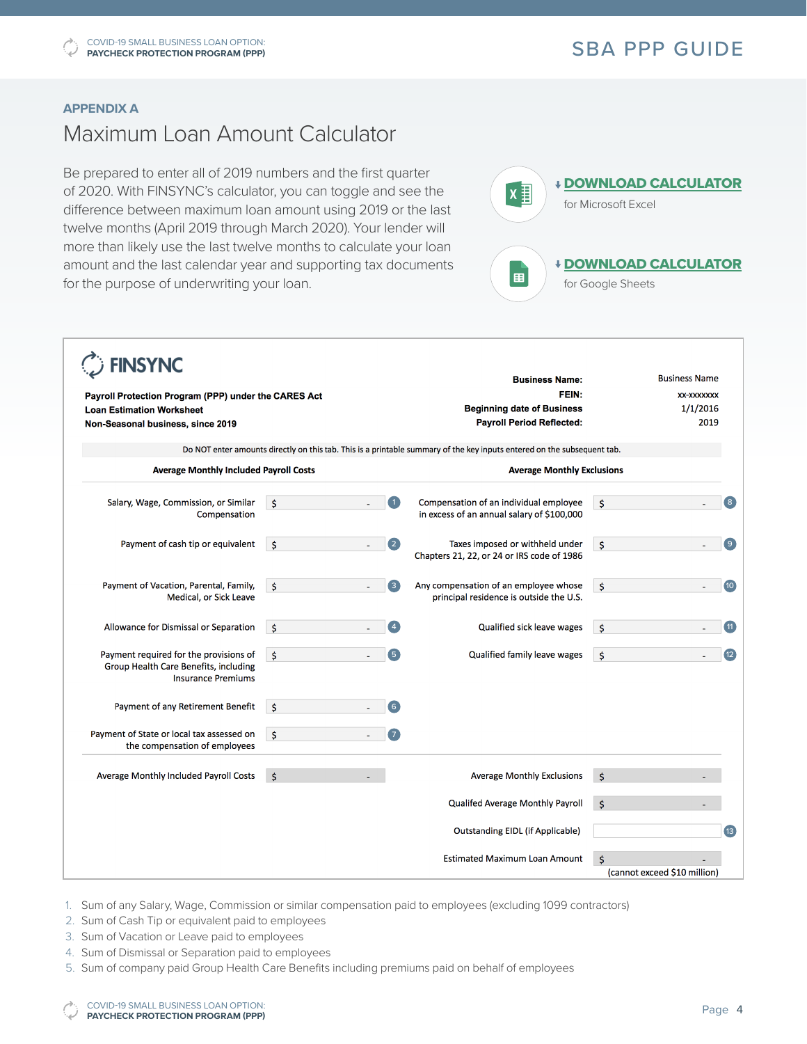## APPENDIX A

# Maximum Loan Amount Calculator

Be prepared to enter all of 2019 numbers and the first quarter of 2020. With FINSYNC's calculator, you can toggle and see the difference between maximum loan amount using 2019 or the last twelve months (April 2019 through March 2020). Your lender will more than likely use the last twelve months to calculate your loan amount and the last calendar year and supporting tax documents for the purpose of underwriting your loan.

**DOWNLOAD CALCULATOR** for Microsoft Excel

**DOWNLOAD CALCULATOR** for Google Sheets

---

**FINSYNC**

**Payroll Protection Program (PPP) under the CARES Act**
**Loan Estimation Worksheet**
**Non-Seasonal business, since 2019**

| | |
|---|---|
| **Business Name:** | Business Name |
| **FEIN:** | xx-xxxxxxx |
| **Beginning date of Business** | 1/1/2016 |
| **Payroll Period Reflected:** | 2019 |

Do NOT enter amounts directly on this tab. This is a printable summary of the key inputs entered on the subsequent tab.

| Average Monthly Included Payroll Costs | | | Average Monthly Exclusions | | |
|---|---|---|---|---|---|
| Salary, Wage, Commission, or Similar Compensation | $ - | 1 | Compensation of an individual employee in excess of an annual salary of $100,000 | $ - | 8 |
| Payment of cash tip or equivalent | $ - | 2 | Taxes imposed or withheld under Chapters 21, 22, or 24 or IRS code of 1986 | $ - | 9 |
| Payment of Vacation, Parental, Family, Medical, or Sick Leave | $ - | 3 | Any compensation of an employee whose principal residence is outside the U.S. | $ - | 10 |
| Allowance for Dismissal or Separation | $ - | 4 | Qualified sick leave wages | $ - | 11 |
| Payment required for the provisions of Group Health Care Benefits, including Insurance Premiums | $ - | 5 | Qualified family leave wages | $ - | 12 |
| Payment of any Retirement Benefit | $ - | 6 | | | |
| Payment of State or local tax assessed on the compensation of employees | $ - | 7 | | | |
| Average Monthly Included Payroll Costs | $ - | | Average Monthly Exclusions | $ - | |
| | | | Qualifed Average Monthly Payroll | $ - | |
| | | | Outstanding EIDL (if Applicable) | | 13 |
| | | | Estimated Maximum Loan Amount | $ - (cannot exceed $10 million) | |

1. Sum of any Salary, Wage, Commission or similar compensation paid to employees (excluding 1099 contractors)
2. Sum of Cash Tip or equivalent paid to employees
3. Sum of Vacation or Leave paid to employees
4. Sum of Dismissal or Separation paid to employees
5. Sum of company paid Group Health Care Benefits including premiums paid on behalf of employees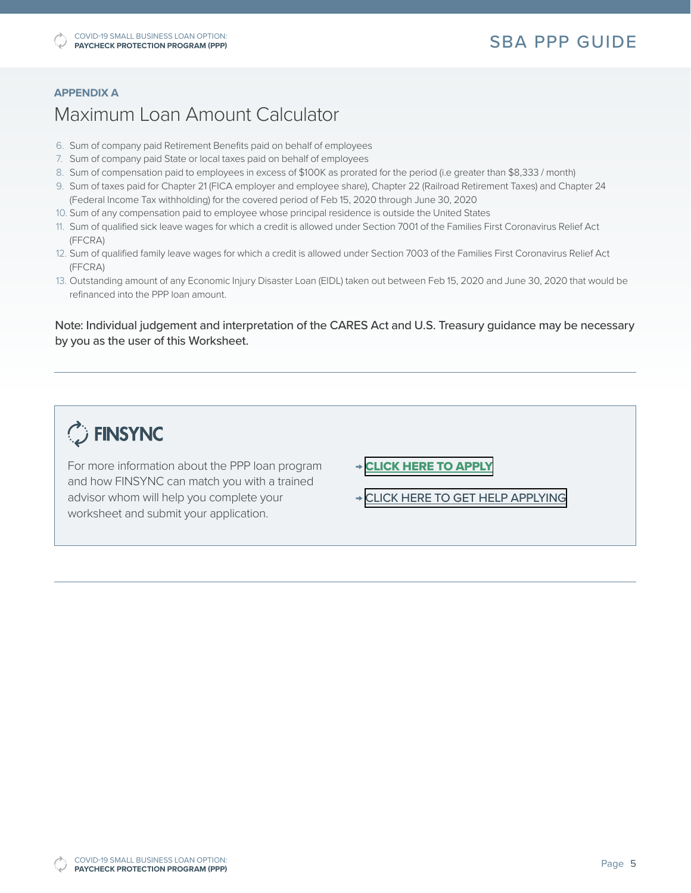**APPENDIX A**

# Maximum Loan Amount Calculator

6. Sum of company paid Retirement Benefits paid on behalf of employees
7. Sum of company paid State or local taxes paid on behalf of employees
8. Sum of compensation paid to employees in excess of $100K as prorated for the period (i.e greater than $8,333 / month)
9. Sum of taxes paid for Chapter 21 (FICA employer and employee share), Chapter 22 (Railroad Retirement Taxes) and Chapter 24 (Federal Income Tax withholding) for the covered period of Feb 15, 2020 through June 30, 2020
10. Sum of any compensation paid to employee whose principal residence is outside the United States
11. Sum of qualified sick leave wages for which a credit is allowed under Section 7001 of the Families First Coronavirus Relief Act (FFCRA)
12. Sum of qualified family leave wages for which a credit is allowed under Section 7003 of the Families First Coronavirus Relief Act (FFCRA)
13. Outstanding amount of any Economic Injury Disaster Loan (EIDL) taken out between Feb 15, 2020 and June 30, 2020 that would be refinanced into the PPP loan amount.

Note: Individual judgement and interpretation of the CARES Act and U.S. Treasury guidance may be necessary by you as the user of this Worksheet.

---

**FINSYNC**

For more information about the PPP loan program and how FINSYNC can match you with a trained advisor whom will help you complete your worksheet and submit your application.

- **CLICK HERE TO APPLY**
- CLICK HERE TO GET HELP APPLYING